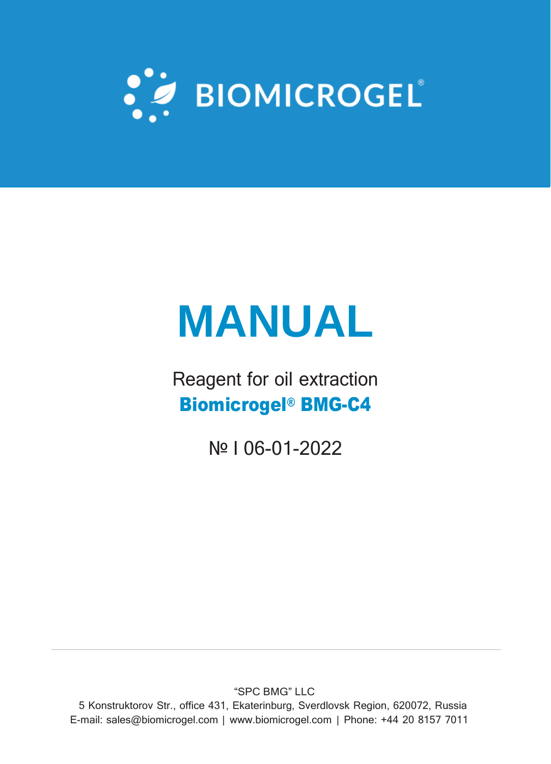BIOMICROGEL®

# MANUAL

Reagent for oil extraction

**Biomicrogel® BMG-C4**

№ I 06-01-2022

"SPC BMG" LLC

5 Konstruktorov Str., office 431, Ekaterinburg, Sverdlovsk Region, 620072, Russia

E-mail: sales@biomicrogel.com | www.biomicrogel.com | Phone: +44 20 8157 7011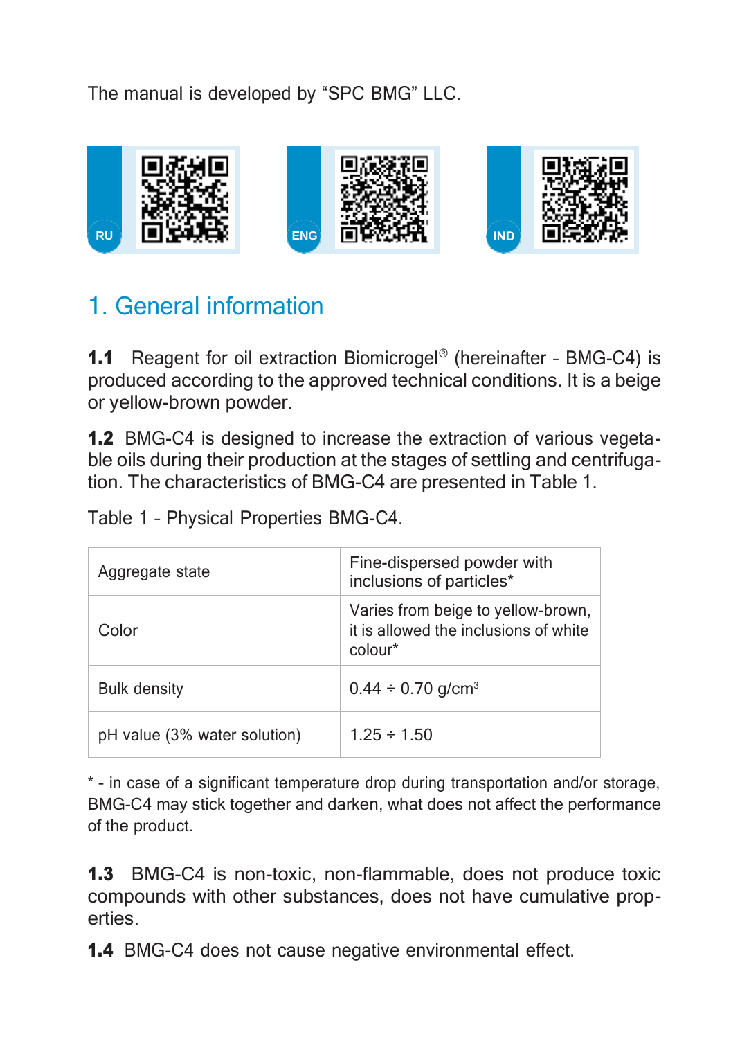The manual is developed by “SPC BMG” LLC.

RU

ENG

IND

## 1. General information

**1.1** Reagent for oil extraction Biomicrogel® (hereinafter - BMG-C4) is produced according to the approved technical conditions. It is a beige or yellow-brown powder.

**1.2** BMG-C4 is designed to increase the extraction of various vegetable oils during their production at the stages of settling and centrifugation. The characteristics of BMG-C4 are presented in Table 1.

Table 1 - Physical Properties BMG-C4.

| Aggregate state | Fine-dispersed powder with inclusions of particles* |
|---|---|
| Color | Varies from beige to yellow-brown, it is allowed the inclusions of white colour* |
| Bulk density | 0.44 ÷ 0.70 g/cm$^3$ |
| pH value (3% water solution) | 1.25 ÷ 1.50 |

* - in case of a significant temperature drop during transportation and/or storage, BMG-C4 may stick together and darken, what does not affect the performance of the product.

**1.3** BMG-C4 is non-toxic, non-flammable, does not produce toxic compounds with other substances, does not have cumulative properties.

**1.4** BMG-C4 does not cause negative environmental effect.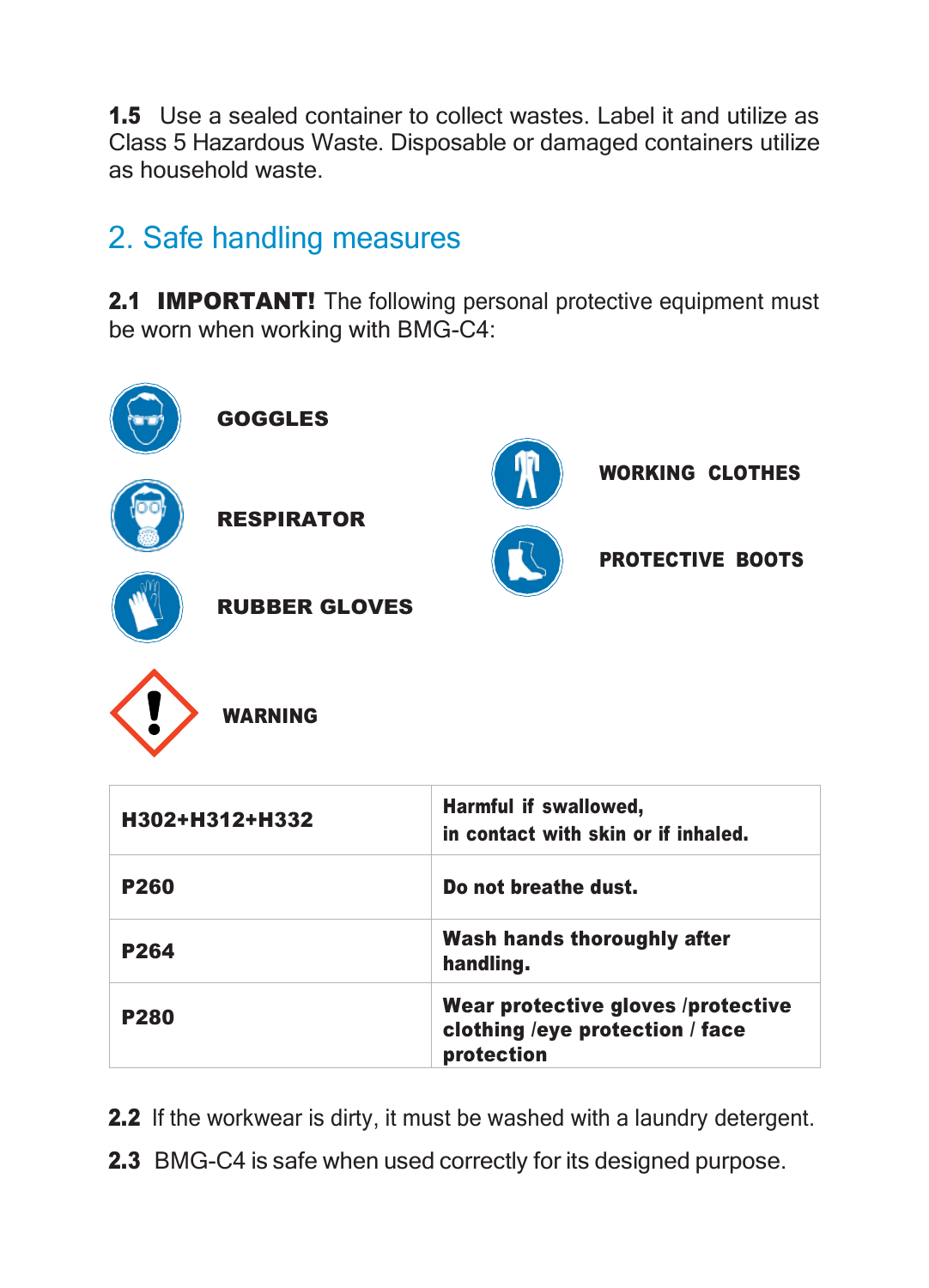**1.5** Use a sealed container to collect wastes. Label it and utilize as Class 5 Hazardous Waste. Disposable or damaged containers utilize as household waste.

## 2. Safe handling measures

**2.1 IMPORTANT!** The following personal protective equipment must be worn when working with BMG-C4:

**GOGGLES**

**RESPIRATOR**

**RUBBER GLOVES**

**WORKING CLOTHES**

**PROTECTIVE BOOTS**

**WARNING**

| | |
|---|---|
| **H302+H312+H332** | **Harmful if swallowed, in contact with skin or if inhaled.** |
| **P260** | **Do not breathe dust.** |
| **P264** | **Wash hands thoroughly after handling.** |
| **P280** | **Wear protective gloves /protective clothing /eye protection / face protection** |

**2.2** If the workwear is dirty, it must be washed with a laundry detergent.

**2.3** BMG-C4 is safe when used correctly for its designed purpose.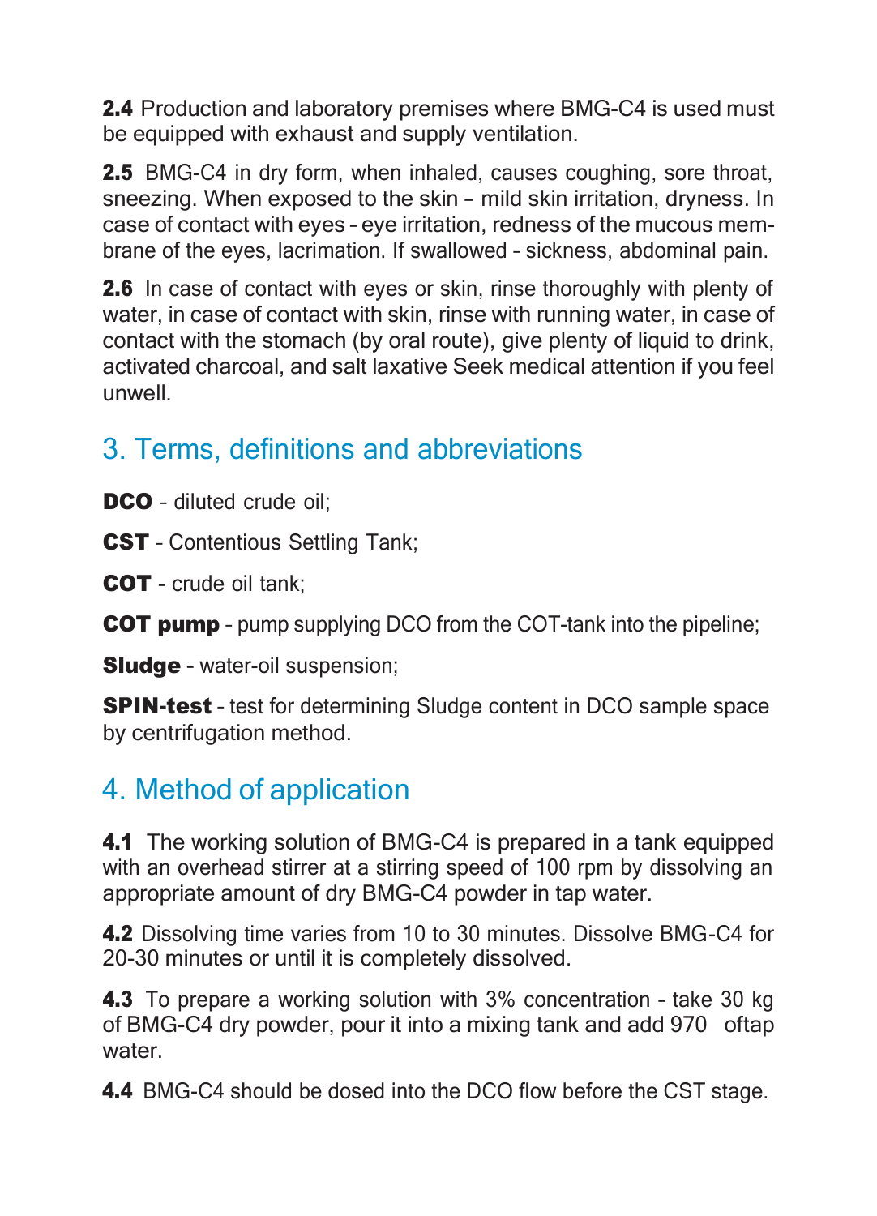**2.4** Production and laboratory premises where BMG-C4 is used must be equipped with exhaust and supply ventilation.

**2.5** BMG-C4 in dry form, when inhaled, causes coughing, sore throat, sneezing. When exposed to the skin – mild skin irritation, dryness. In case of contact with eyes – eye irritation, redness of the mucous membrane of the eyes, lacrimation. If swallowed – sickness, abdominal pain.

**2.6** In case of contact with eyes or skin, rinse thoroughly with plenty of water, in case of contact with skin, rinse with running water, in case of contact with the stomach (by oral route), give plenty of liquid to drink, activated charcoal, and salt laxative Seek medical attention if you feel unwell.

## 3. Terms, definitions and abbreviations

**DCO** – diluted crude oil;

**CST** – Contentious Settling Tank;

**COT** – crude oil tank;

**COT pump** – pump supplying DCO from the COT-tank into the pipeline;

**Sludge** – water-oil suspension;

**SPIN-test** – test for determining Sludge content in DCO sample space by centrifugation method.

## 4. Method of application

**4.1** The working solution of BMG-C4 is prepared in a tank equipped with an overhead stirrer at a stirring speed of 100 rpm by dissolving an appropriate amount of dry BMG-C4 powder in tap water.

**4.2** Dissolving time varies from 10 to 30 minutes. Dissolve BMG-C4 for 20-30 minutes or until it is completely dissolved.

**4.3** To prepare a working solution with 3% concentration – take 30 kg of BMG-C4 dry powder, pour it into a mixing tank and add 970 oftap water.

**4.4** BMG-C4 should be dosed into the DCO flow before the CST stage.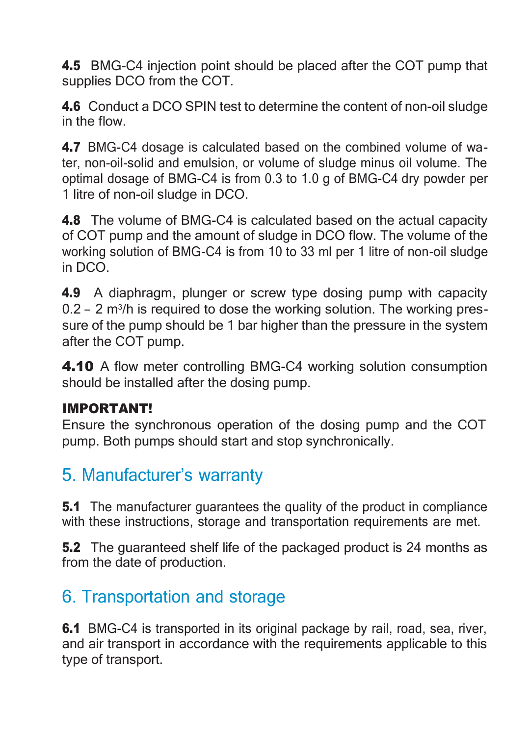**4.5** BMG-C4 injection point should be placed after the COT pump that supplies DCO from the COT.

**4.6** Conduct a DCO SPIN test to determine the content of non-oil sludge in the flow.

**4.7** BMG-C4 dosage is calculated based on the combined volume of water, non-oil-solid and emulsion, or volume of sludge minus oil volume. The optimal dosage of BMG-C4 is from 0.3 to 1.0 g of BMG-C4 dry powder per 1 litre of non-oil sludge in DCO.

**4.8** The volume of BMG-C4 is calculated based on the actual capacity of COT pump and the amount of sludge in DCO flow. The volume of the working solution of BMG-C4 is from 10 to 33 ml per 1 litre of non-oil sludge in DCO.

**4.9** A diaphragm, plunger or screw type dosing pump with capacity 0.2 – 2 $m^3$/h is required to dose the working solution. The working pressure of the pump should be 1 bar higher than the pressure in the system after the COT pump.

**4.10** A flow meter controlling BMG-C4 working solution consumption should be installed after the dosing pump.

**IMPORTANT!**
Ensure the synchronous operation of the dosing pump and the COT pump. Both pumps should start and stop synchronically.

## 5. Manufacturer's warranty

**5.1** The manufacturer guarantees the quality of the product in compliance with these instructions, storage and transportation requirements are met.

**5.2** The guaranteed shelf life of the packaged product is 24 months as from the date of production.

## 6. Transportation and storage

**6.1** BMG-C4 is transported in its original package by rail, road, sea, river, and air transport in accordance with the requirements applicable to this type of transport.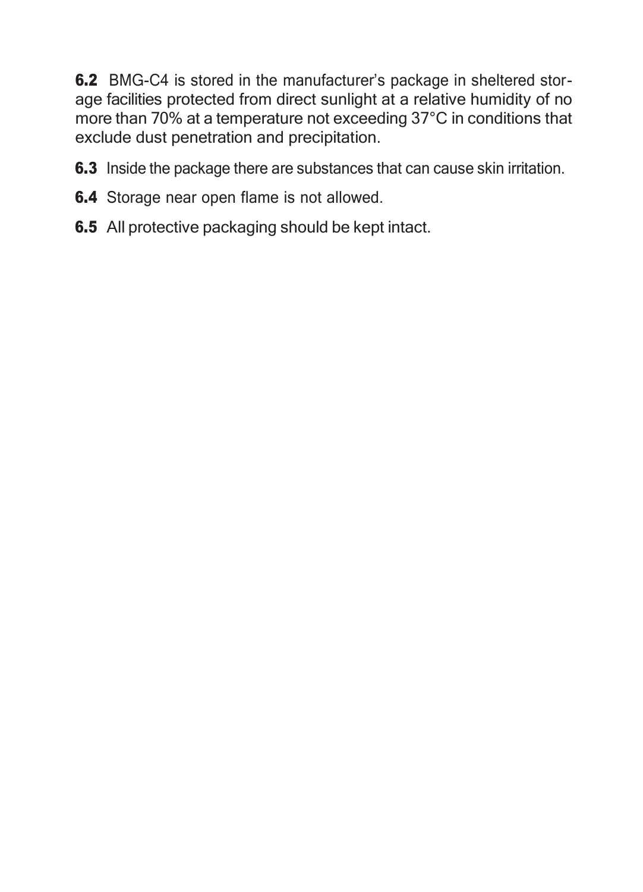**6.2** BMG-C4 is stored in the manufacturer's package in sheltered storage facilities protected from direct sunlight at a relative humidity of no more than 70% at a temperature not exceeding 37°C in conditions that exclude dust penetration and precipitation.

**6.3** Inside the package there are substances that can cause skin irritation.

**6.4** Storage near open flame is not allowed.

**6.5** All protective packaging should be kept intact.